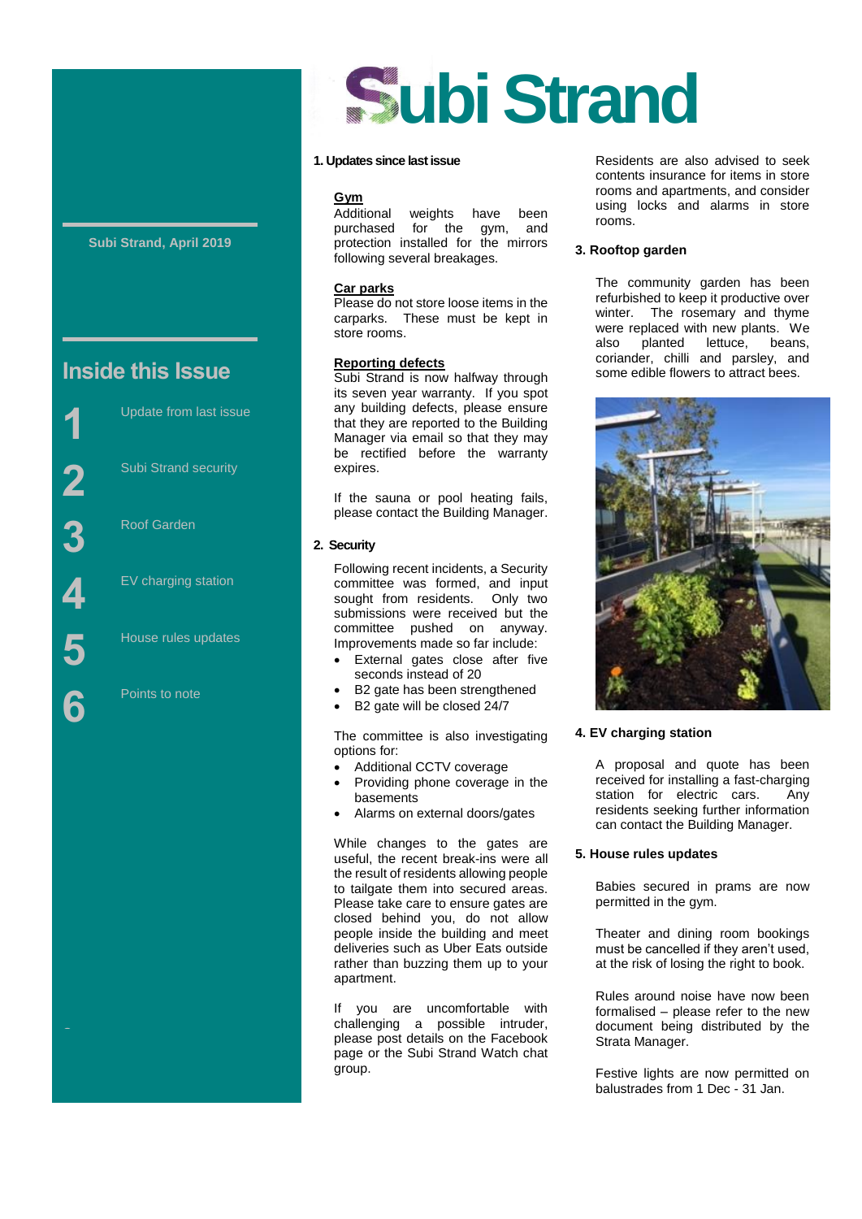# Subi Strand

Subi Strand, April 2019

## Inside this Issue

1 Update from last issue

2 Subi Strand security

3 Roof Garden

4 EV charging station

5 House rules updates

6 Points to note

### 1. Updates since last issue

**Gym**
Additional weights have been purchased for the gym, and protection installed for the mirrors following several breakages.

**Car parks**
Please do not store loose items in the carparks. These must be kept in store rooms.

**Reporting defects**
Subi Strand is now halfway through its seven year warranty. If you spot any building defects, please ensure that they are reported to the Building Manager via email so that they may be rectified before the warranty expires.

If the sauna or pool heating fails, please contact the Building Manager.

### 2. Security

Following recent incidents, a Security committee was formed, and input sought from residents. Only two submissions were received but the committee pushed on anyway. Improvements made so far include:

- External gates close after five seconds instead of 20
- B2 gate has been strengthened
- B2 gate will be closed 24/7

The committee is also investigating options for:

- Additional CCTV coverage
- Providing phone coverage in the basements
- Alarms on external doors/gates

While changes to the gates are useful, the recent break-ins were all the result of residents allowing people to tailgate them into secured areas. Please take care to ensure gates are closed behind you, do not allow people inside the building and meet deliveries such as Uber Eats outside rather than buzzing them up to your apartment.

If you are uncomfortable with challenging a possible intruder, please post details on the Facebook page or the Subi Strand Watch chat group.

Residents are also advised to seek contents insurance for items in store rooms and apartments, and consider using locks and alarms in store rooms.

### 3. Rooftop garden

The community garden has been refurbished to keep it productive over winter. The rosemary and thyme were replaced with new plants. We also planted lettuce, beans, coriander, chilli and parsley, and some edible flowers to attract bees.

### 4. EV charging station

A proposal and quote has been received for installing a fast-charging station for electric cars. Any residents seeking further information can contact the Building Manager.

### 5. House rules updates

Babies secured in prams are now permitted in the gym.

Theater and dining room bookings must be cancelled if they aren't used, at the risk of losing the right to book.

Rules around noise have now been formalised – please refer to the new document being distributed by the Strata Manager.

Festive lights are now permitted on balustrades from 1 Dec - 31 Jan.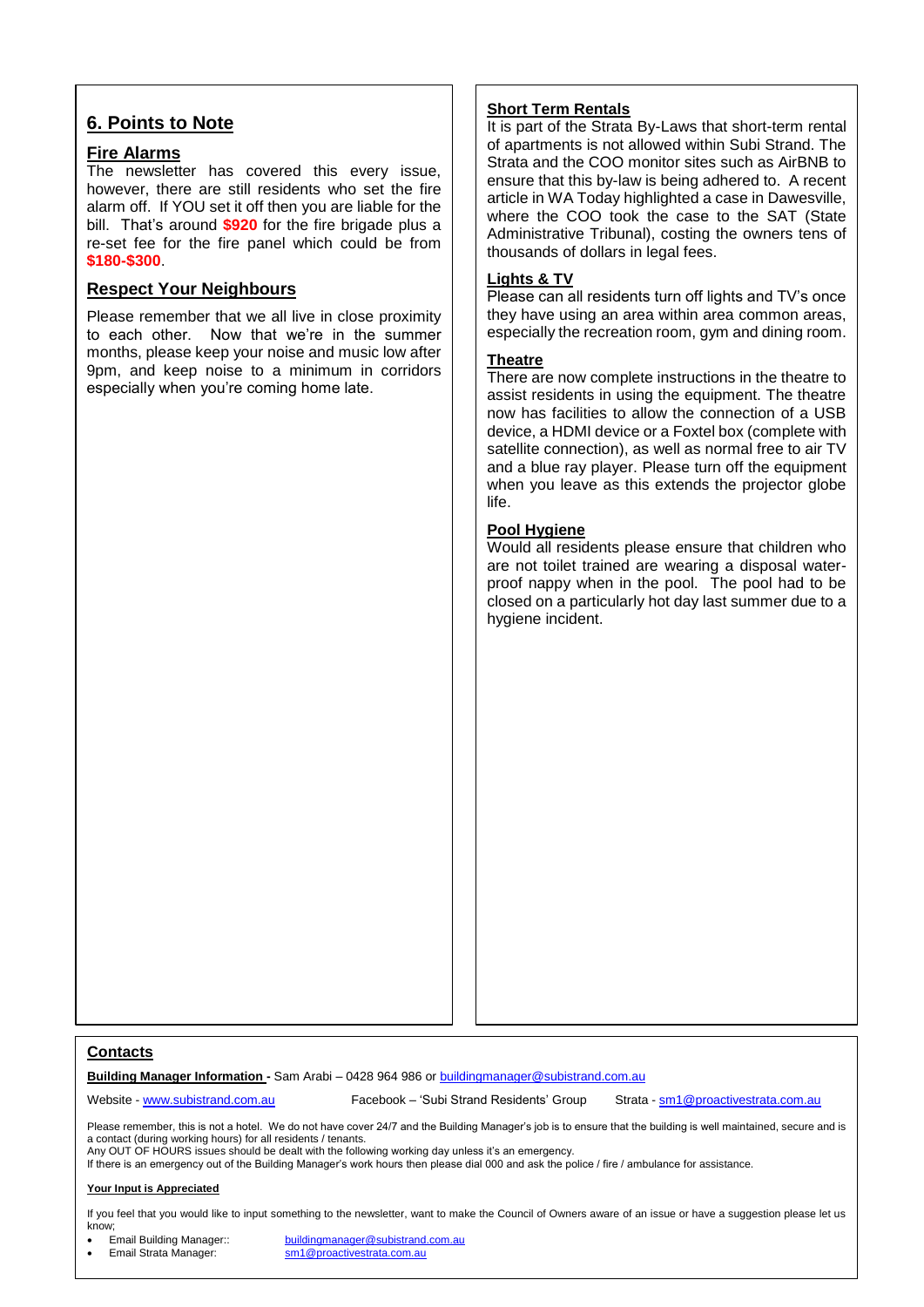## 6. Points to Note

### Fire Alarms

The newsletter has covered this every issue, however, there are still residents who set the fire alarm off. If YOU set it off then you are liable for the bill. That's around **$920** for the fire brigade plus a re-set fee for the fire panel which could be from **$180-$300**.

### Respect Your Neighbours

Please remember that we all live in close proximity to each other. Now that we're in the summer months, please keep your noise and music low after 9pm, and keep noise to a minimum in corridors especially when you're coming home late.

### Short Term Rentals

It is part of the Strata By-Laws that short-term rental of apartments is not allowed within Subi Strand. The Strata and the COO monitor sites such as AirBNB to ensure that this by-law is being adhered to. A recent article in WA Today highlighted a case in Dawesville, where the COO took the case to the SAT (State Administrative Tribunal), costing the owners tens of thousands of dollars in legal fees.

### Lights & TV

Please can all residents turn off lights and TV's once they have using an area within area common areas, especially the recreation room, gym and dining room.

### Theatre

There are now complete instructions in the theatre to assist residents in using the equipment. The theatre now has facilities to allow the connection of a USB device, a HDMI device or a Foxtel box (complete with satellite connection), as well as normal free to air TV and a blue ray player. Please turn off the equipment when you leave as this extends the projector globe life.

### Pool Hygiene

Would all residents please ensure that children who are not toilet trained are wearing a disposal water-proof nappy when in the pool. The pool had to be closed on a particularly hot day last summer due to a hygiene incident.

## Contacts

**Building Manager Information -** Sam Arabi – 0428 964 986 or buildingmanager@subistrand.com.au

Website - www.subistrand.com.au Facebook – 'Subi Strand Residents' Group Strata - sm1@proactivestrata.com.au

Please remember, this is not a hotel. We do not have cover 24/7 and the Building Manager's job is to ensure that the building is well maintained, secure and is a contact (during working hours) for all residents / tenants.
Any OUT OF HOURS issues should be dealt with the following working day unless it's an emergency.
If there is an emergency out of the Building Manager's work hours then please dial 000 and ask the police / fire / ambulance for assistance.

**Your Input is Appreciated**

If you feel that you would like to input something to the newsletter, want to make the Council of Owners aware of an issue or have a suggestion please let us know;

- Email Building Manager:: buildingmanager@subistrand.com.au
- Email Strata Manager: sm1@proactivestrata.com.au